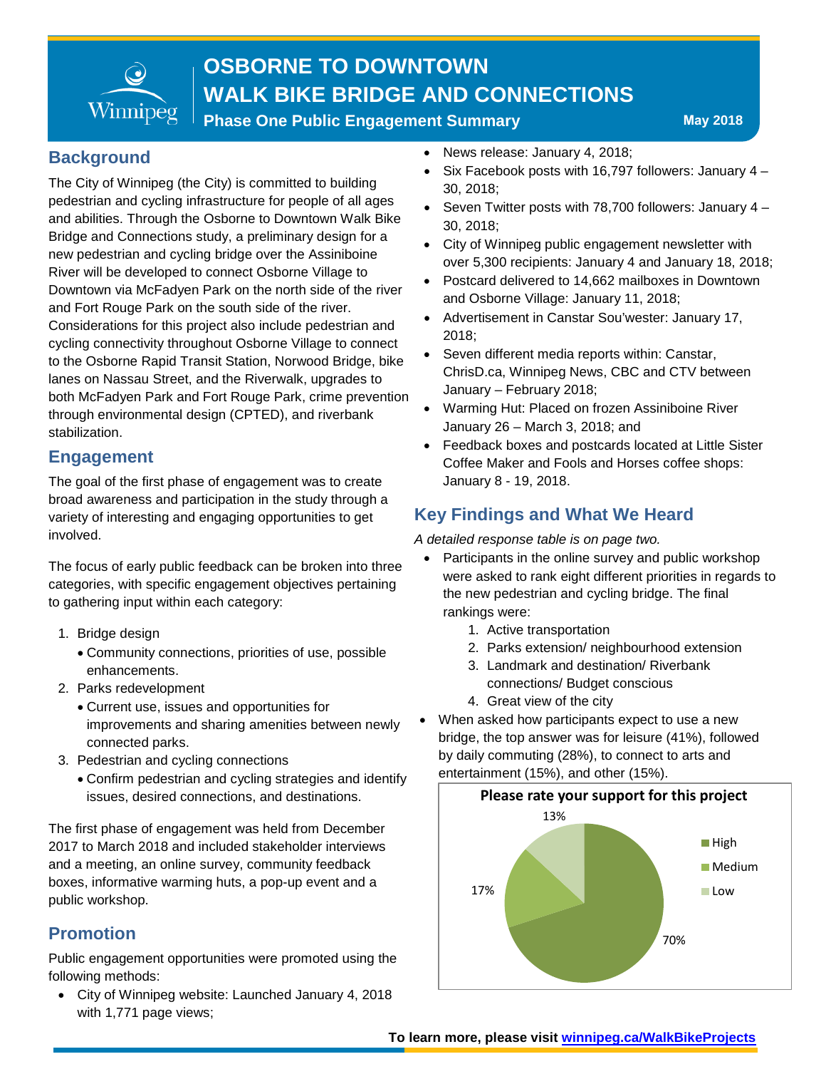# OSBORNE TO DOWNTOWN WALK BIKE BRIDGE AND CONNECTIONS

**Phase One Public Engagement Summary** — **May 2018**

## Background

The City of Winnipeg (the City) is committed to building pedestrian and cycling infrastructure for people of all ages and abilities. Through the Osborne to Downtown Walk Bike Bridge and Connections study, a preliminary design for a new pedestrian and cycling bridge over the Assiniboine River will be developed to connect Osborne Village to Downtown via McFadyen Park on the north side of the river and Fort Rouge Park on the south side of the river. Considerations for this project also include pedestrian and cycling connectivity throughout Osborne Village to connect to the Osborne Rapid Transit Station, Norwood Bridge, bike lanes on Nassau Street, and the Riverwalk, upgrades to both McFadyen Park and Fort Rouge Park, crime prevention through environmental design (CPTED), and riverbank stabilization.

## Engagement

The goal of the first phase of engagement was to create broad awareness and participation in the study through a variety of interesting and engaging opportunities to get involved.

The focus of early public feedback can be broken into three categories, with specific engagement objectives pertaining to gathering input within each category:

1. Bridge design
   - Community connections, priorities of use, possible enhancements.
2. Parks redevelopment
   - Current use, issues and opportunities for improvements and sharing amenities between newly connected parks.
3. Pedestrian and cycling connections
   - Confirm pedestrian and cycling strategies and identify issues, desired connections, and destinations.

The first phase of engagement was held from December 2017 to March 2018 and included stakeholder interviews and a meeting, an online survey, community feedback boxes, informative warming huts, a pop-up event and a public workshop.

## Promotion

Public engagement opportunities were promoted using the following methods:

- City of Winnipeg website: Launched January 4, 2018 with 1,771 page views;
- News release: January 4, 2018;
- Six Facebook posts with 16,797 followers: January 4 – 30, 2018;
- Seven Twitter posts with 78,700 followers: January 4 – 30, 2018;
- City of Winnipeg public engagement newsletter with over 5,300 recipients: January 4 and January 18, 2018;
- Postcard delivered to 14,662 mailboxes in Downtown and Osborne Village: January 11, 2018;
- Advertisement in Canstar Sou'wester: January 17, 2018;
- Seven different media reports within: Canstar, ChrisD.ca, Winnipeg News, CBC and CTV between January – February 2018;
- Warming Hut: Placed on frozen Assiniboine River January 26 – March 3, 2018; and
- Feedback boxes and postcards located at Little Sister Coffee Maker and Fools and Horses coffee shops: January 8 - 19, 2018.

## Key Findings and What We Heard

*A detailed response table is on page two.*

- Participants in the online survey and public workshop were asked to rank eight different priorities in regards to the new pedestrian and cycling bridge. The final rankings were:
  1. Active transportation
  2. Parks extension/ neighbourhood extension
  3. Landmark and destination/ Riverbank connections/ Budget conscious
  4. Great view of the city
- When asked how participants expect to use a new bridge, the top answer was for leisure (41%), followed by daily commuting (28%), to connect to arts and entertainment (15%), and other (15%).

**Please rate your support for this project**

| Support | Percentage |
|---|---|
| High | 70% |
| Medium | 17% |
| Low | 13% |

**To learn more, please visit winnipeg.ca/WalkBikeProjects**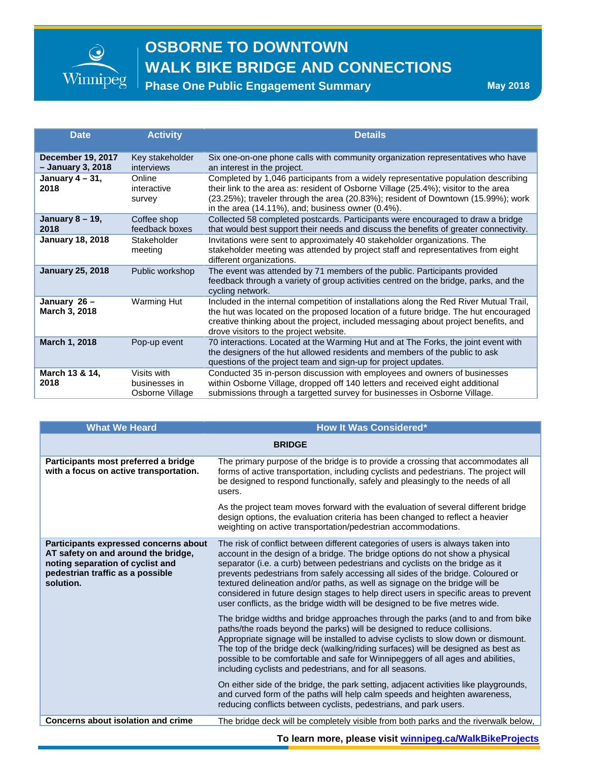# OSBORNE TO DOWNTOWN WALK BIKE BRIDGE AND CONNECTIONS

**Phase One Public Engagement Summary**

**May 2018**

| Date | Activity | Details |
|---|---|---|
| **December 19, 2017 – January 3, 2018** | Key stakeholder interviews | Six one-on-one phone calls with community organization representatives who have an interest in the project. |
| **January 4 – 31, 2018** | Online interactive survey | Completed by 1,046 participants from a widely representative population describing their link to the area as: resident of Osborne Village (25.4%); visitor to the area (23.25%); traveler through the area (20.83%); resident of Downtown (15.99%); work in the area (14.11%), and; business owner (0.4%). |
| **January 8 – 19, 2018** | Coffee shop feedback boxes | Collected 58 completed postcards. Participants were encouraged to draw a bridge that would best support their needs and discuss the benefits of greater connectivity. |
| **January 18, 2018** | Stakeholder meeting | Invitations were sent to approximately 40 stakeholder organizations. The stakeholder meeting was attended by project staff and representatives from eight different organizations. |
| **January 25, 2018** | Public workshop | The event was attended by 71 members of the public. Participants provided feedback through a variety of group activities centred on the bridge, parks, and the cycling network. |
| **January 26 – March 3, 2018** | Warming Hut | Included in the internal competition of installations along the Red River Mutual Trail, the hut was located on the proposed location of a future bridge. The hut encouraged creative thinking about the project, included messaging about project benefits, and drove visitors to the project website. |
| **March 1, 2018** | Pop-up event | 70 interactions. Located at the Warming Hut and at The Forks, the joint event with the designers of the hut allowed residents and members of the public to ask questions of the project team and sign-up for project updates. |
| **March 13 & 14, 2018** | Visits with businesses in Osborne Village | Conducted 35 in-person discussion with employees and owners of businesses within Osborne Village, dropped off 140 letters and received eight additional submissions through a targetted survey for businesses in Osborne Village. |

| What We Heard | How It Was Considered* |
|---|---|
| | **BRIDGE** |
| **Participants most preferred a bridge with a focus on active transportation.** | The primary purpose of the bridge is to provide a crossing that accommodates all forms of active transportation, including cyclists and pedestrians. The project will be designed to respond functionally, safely and pleasingly to the needs of all users.<br><br>As the project team moves forward with the evaluation of several different bridge design options, the evaluation criteria has been changed to reflect a heavier weighting on active transportation/pedestrian accommodations. |
| **Participants expressed concerns about AT safety on and around the bridge, noting separation of cyclist and pedestrian traffic as a possible solution.** | The risk of conflict between different categories of users is always taken into account in the design of a bridge. The bridge options do not show a physical separator (i.e. a curb) between pedestrians and cyclists on the bridge as it prevents pedestrians from safely accessing all sides of the bridge. Coloured or textured delineation and/or paths, as well as signage on the bridge will be considered in future design stages to help direct users in specific areas to prevent user conflicts, as the bridge width will be designed to be five metres wide.<br><br>The bridge widths and bridge approaches through the parks (and to and from bike paths/the roads beyond the parks) will be designed to reduce collisions. Appropriate signage will be installed to advise cyclists to slow down or dismount. The top of the bridge deck (walking/riding surfaces) will be designed as best as possible to be comfortable and safe for Winnipeggers of all ages and abilities, including cyclists and pedestrians, and for all seasons.<br><br>On either side of the bridge, the park setting, adjacent activities like playgrounds, and curved form of the paths will help calm speeds and heighten awareness, reducing conflicts between cyclists, pedestrians, and park users. |
| **Concerns about isolation and crime** | The bridge deck will be completely visible from both parks and the riverwalk below, |

To learn more, please visit winnipeg.ca/WalkBikeProjects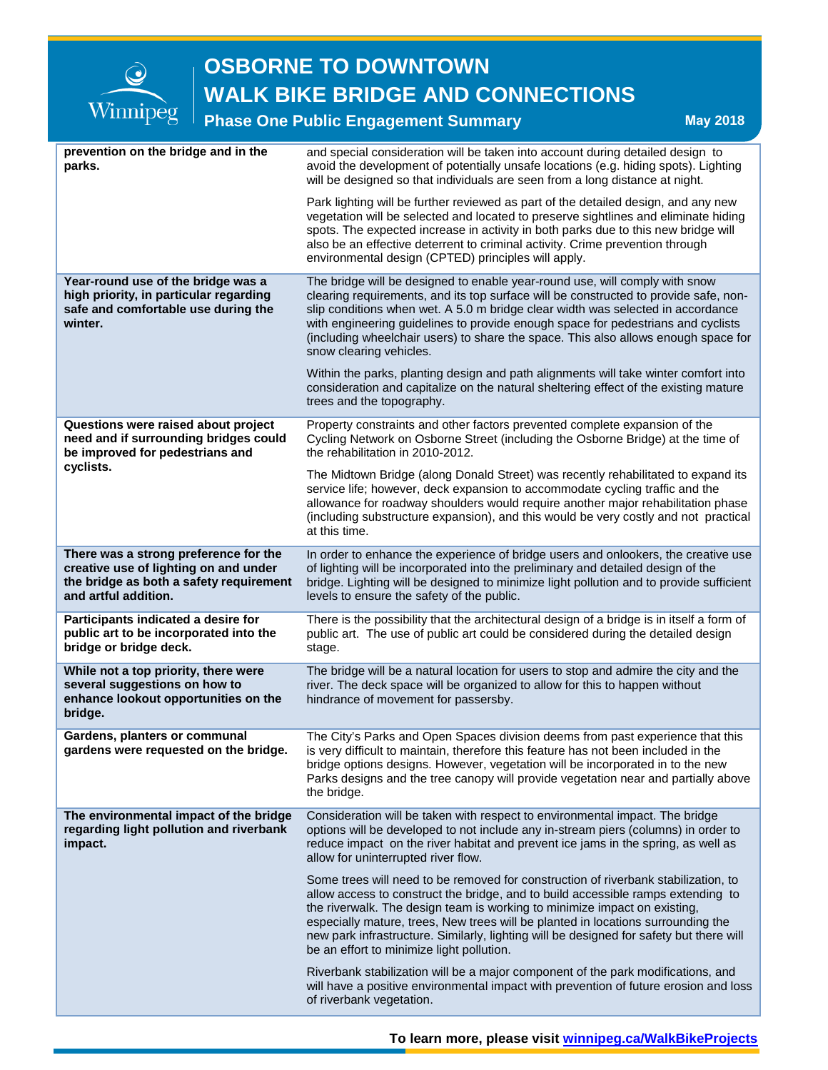| | |
|---|---|
| **prevention on the bridge and in the parks.** | and special consideration will be taken into account during detailed design to avoid the development of potentially unsafe locations (e.g. hiding spots). Lighting will be designed so that individuals are seen from a long distance at night.<br><br>Park lighting will be further reviewed as part of the detailed design, and any new vegetation will be selected and located to preserve sightlines and eliminate hiding spots. The expected increase in activity in both parks due to this new bridge will also be an effective deterrent to criminal activity. Crime prevention through environmental design (CPTED) principles will apply. |
| **Year-round use of the bridge was a high priority, in particular regarding safe and comfortable use during the winter.** | The bridge will be designed to enable year-round use, will comply with snow clearing requirements, and its top surface will be constructed to provide safe, non-slip conditions when wet. A 5.0 m bridge clear width was selected in accordance with engineering guidelines to provide enough space for pedestrians and cyclists (including wheelchair users) to share the space. This also allows enough space for snow clearing vehicles.<br><br>Within the parks, planting design and path alignments will take winter comfort into consideration and capitalize on the natural sheltering effect of the existing mature trees and the topography. |
| **Questions were raised about project need and if surrounding bridges could be improved for pedestrians and cyclists.** | Property constraints and other factors prevented complete expansion of the Cycling Network on Osborne Street (including the Osborne Bridge) at the time of the rehabilitation in 2010-2012.<br><br>The Midtown Bridge (along Donald Street) was recently rehabilitated to expand its service life; however, deck expansion to accommodate cycling traffic and the allowance for roadway shoulders would require another major rehabilitation phase (including substructure expansion), and this would be very costly and not practical at this time. |
| **There was a strong preference for the creative use of lighting on and under the bridge as both a safety requirement and artful addition.** | In order to enhance the experience of bridge users and onlookers, the creative use of lighting will be incorporated into the preliminary and detailed design of the bridge. Lighting will be designed to minimize light pollution and to provide sufficient levels to ensure the safety of the public. |
| **Participants indicated a desire for public art to be incorporated into the bridge or bridge deck.** | There is the possibility that the architectural design of a bridge is in itself a form of public art. The use of public art could be considered during the detailed design stage. |
| **While not a top priority, there were several suggestions on how to enhance lookout opportunities on the bridge.** | The bridge will be a natural location for users to stop and admire the city and the river. The deck space will be organized to allow for this to happen without hindrance of movement for passersby. |
| **Gardens, planters or communal gardens were requested on the bridge.** | The City's Parks and Open Spaces division deems from past experience that this is very difficult to maintain, therefore this feature has not been included in the bridge options designs. However, vegetation will be incorporated in to the new Parks designs and the tree canopy will provide vegetation near and partially above the bridge. |
| **The environmental impact of the bridge regarding light pollution and riverbank impact.** | Consideration will be taken with respect to environmental impact. The bridge options will be developed to not include any in-stream piers (columns) in order to reduce impact on the river habitat and prevent ice jams in the spring, as well as allow for uninterrupted river flow.<br><br>Some trees will need to be removed for construction of riverbank stabilization, to allow access to construct the bridge, and to build accessible ramps extending to the riverwalk. The design team is working to minimize impact on existing, especially mature, trees, New trees will be planted in locations surrounding the new park infrastructure. Similarly, lighting will be designed for safety but there will be an effort to minimize light pollution.<br><br>Riverbank stabilization will be a major component of the park modifications, and will have a positive environmental impact with prevention of future erosion and loss of riverbank vegetation. |

**To learn more, please visit [winnipeg.ca/WalkBikeProjects](winnipeg.ca/WalkBikeProjects)**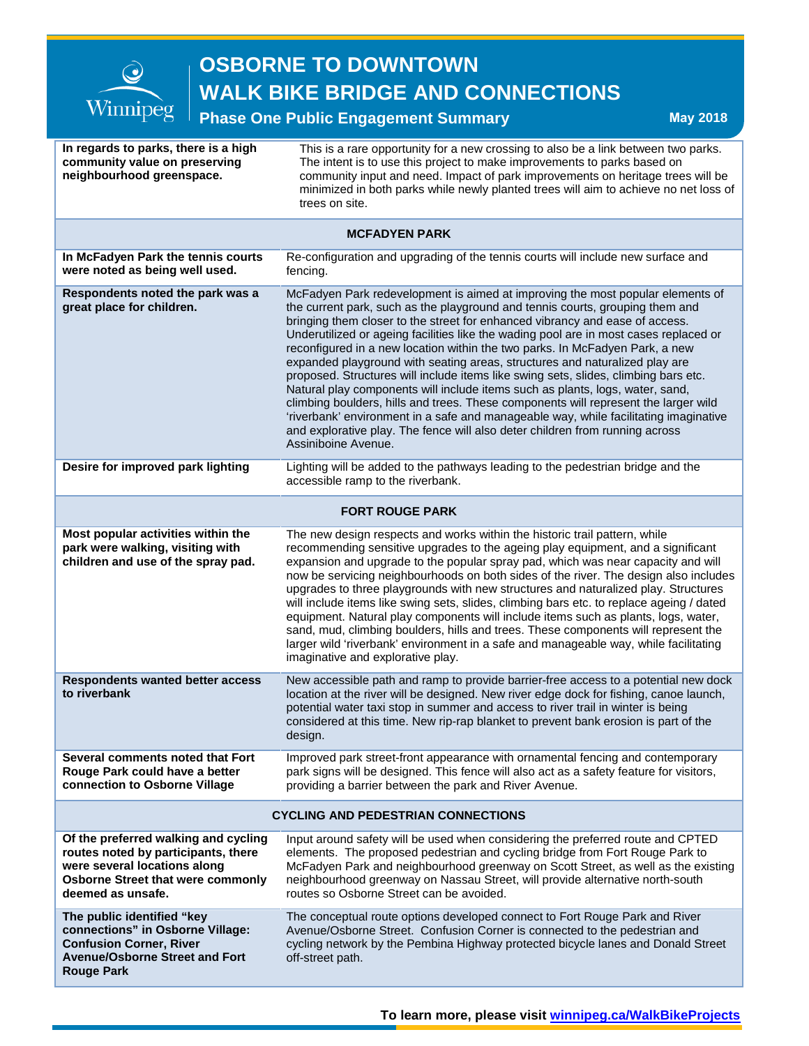# OSBORNE TO DOWNTOWN WALK BIKE BRIDGE AND CONNECTIONS

## Phase One Public Engagement Summary

May 2018

| | |
|---|---|
| **In regards to parks, there is a high community value on preserving neighbourhood greenspace.** | This is a rare opportunity for a new crossing to also be a link between two parks. The intent is to use this project to make improvements to parks based on community input and need. Impact of park improvements on heritage trees will be minimized in both parks while newly planted trees will aim to achieve no net loss of trees on site. |
| **MCFADYEN PARK** | |
| **In McFadyen Park the tennis courts were noted as being well used.** | Re-configuration and upgrading of the tennis courts will include new surface and fencing. |
| **Respondents noted the park was a great place for children.** | McFadyen Park redevelopment is aimed at improving the most popular elements of the current park, such as the playground and tennis courts, grouping them and bringing them closer to the street for enhanced vibrancy and ease of access. Underutilized or ageing facilities like the wading pool are in most cases replaced or reconfigured in a new location within the two parks. In McFadyen Park, a new expanded playground with seating areas, structures and naturalized play are proposed. Structures will include items like swing sets, slides, climbing bars etc. Natural play components will include items such as plants, logs, water, sand, climbing boulders, hills and trees. These components will represent the larger wild 'riverbank' environment in a safe and manageable way, while facilitating imaginative and explorative play. The fence will also deter children from running across Assiniboine Avenue. |
| **Desire for improved park lighting** | Lighting will be added to the pathways leading to the pedestrian bridge and the accessible ramp to the riverbank. |
| **FORT ROUGE PARK** | |
| **Most popular activities within the park were walking, visiting with children and use of the spray pad.** | The new design respects and works within the historic trail pattern, while recommending sensitive upgrades to the ageing play equipment, and a significant expansion and upgrade to the popular spray pad, which was near capacity and will now be servicing neighbourhoods on both sides of the river. The design also includes upgrades to three playgrounds with new structures and naturalized play. Structures will include items like swing sets, slides, climbing bars etc. to replace ageing / dated equipment. Natural play components will include items such as plants, logs, water, sand, mud, climbing boulders, hills and trees. These components will represent the larger wild 'riverbank' environment in a safe and manageable way, while facilitating imaginative and explorative play. |
| **Respondents wanted better access to riverbank** | New accessible path and ramp to provide barrier-free access to a potential new dock location at the river will be designed. New river edge dock for fishing, canoe launch, potential water taxi stop in summer and access to river trail in winter is being considered at this time. New rip-rap blanket to prevent bank erosion is part of the design. |
| **Several comments noted that Fort Rouge Park could have a better connection to Osborne Village** | Improved park street-front appearance with ornamental fencing and contemporary park signs will be designed. This fence will also act as a safety feature for visitors, providing a barrier between the park and River Avenue. |
| **CYCLING AND PEDESTRIAN CONNECTIONS** | |
| **Of the preferred walking and cycling routes noted by participants, there were several locations along Osborne Street that were commonly deemed as unsafe.** | Input around safety will be used when considering the preferred route and CPTED elements. The proposed pedestrian and cycling bridge from Fort Rouge Park to McFadyen Park and neighbourhood greenway on Scott Street, as well as the existing neighbourhood greenway on Nassau Street, will provide alternative north-south routes so Osborne Street can be avoided. |
| **The public identified "key connections" in Osborne Village: Confusion Corner, River Avenue/Osborne Street and Fort Rouge Park** | The conceptual route options developed connect to Fort Rouge Park and River Avenue/Osborne Street. Confusion Corner is connected to the pedestrian and cycling network by the Pembina Highway protected bicycle lanes and Donald Street off-street path. |

**To learn more, please visit [winnipeg.ca/WalkBikeProjects](winnipeg.ca/WalkBikeProjects)**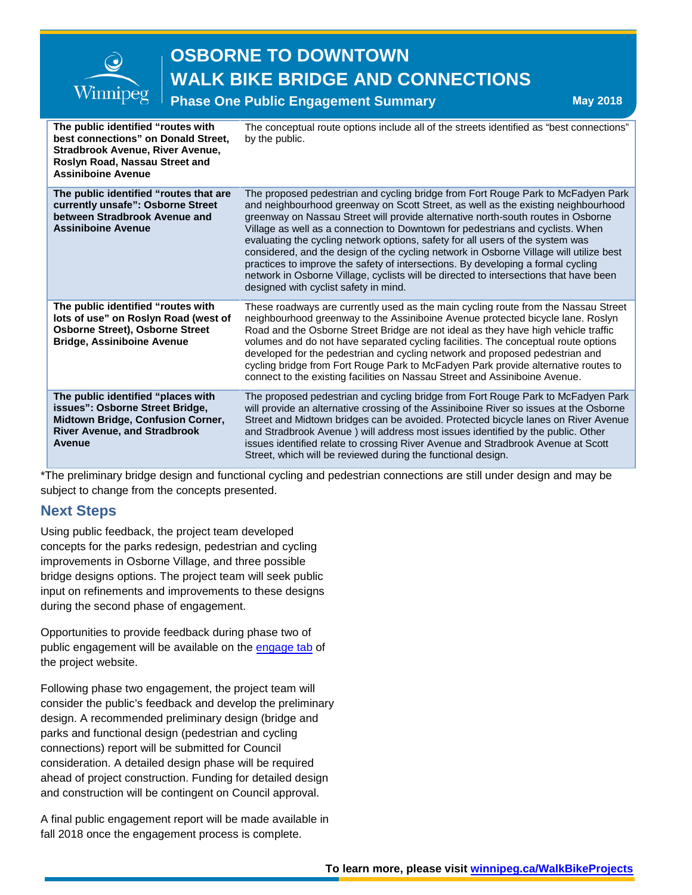# OSBORNE TO DOWNTOWN WALK BIKE BRIDGE AND CONNECTIONS

**Phase One Public Engagement Summary** **May 2018**

| | |
|---|---|
| **The public identified "routes with best connections" on Donald Street, Stradbrook Avenue, River Avenue, Roslyn Road, Nassau Street and Assiniboine Avenue** | The conceptual route options include all of the streets identified as "best connections" by the public. |
| **The public identified "routes that are currently unsafe": Osborne Street between Stradbrook Avenue and Assiniboine Avenue** | The proposed pedestrian and cycling bridge from Fort Rouge Park to McFadyen Park and neighbourhood greenway on Scott Street, as well as the existing neighbourhood greenway on Nassau Street will provide alternative north-south routes in Osborne Village as well as a connection to Downtown for pedestrians and cyclists. When evaluating the cycling network options, safety for all users of the system was considered, and the design of the cycling network in Osborne Village will utilize best practices to improve the safety of intersections. By developing a formal cycling network in Osborne Village, cyclists will be directed to intersections that have been designed with cyclist safety in mind. |
| **The public identified "routes with lots of use" on Roslyn Road (west of Osborne Street), Osborne Street Bridge, Assiniboine Avenue** | These roadways are currently used as the main cycling route from the Nassau Street neighbourhood greenway to the Assiniboine Avenue protected bicycle lane. Roslyn Road and the Osborne Street Bridge are not ideal as they have high vehicle traffic volumes and do not have separated cycling facilities. The conceptual route options developed for the pedestrian and cycling network and proposed pedestrian and cycling bridge from Fort Rouge Park to McFadyen Park provide alternative routes to connect to the existing facilities on Nassau Street and Assiniboine Avenue. |
| **The public identified "places with issues": Osborne Street Bridge, Midtown Bridge, Confusion Corner, River Avenue, and Stradbrook Avenue** | The proposed pedestrian and cycling bridge from Fort Rouge Park to McFadyen Park will provide an alternative crossing of the Assiniboine River so issues at the Osborne Street and Midtown bridges can be avoided. Protected bicycle lanes on River Avenue and Stradbrook Avenue ) will address most issues identified by the public. Other issues identified relate to crossing River Avenue and Stradbrook Avenue at Scott Street, which will be reviewed during the functional design. |

*The preliminary bridge design and functional cycling and pedestrian connections are still under design and may be subject to change from the concepts presented.

## Next Steps

Using public feedback, the project team developed concepts for the parks redesign, pedestrian and cycling improvements in Osborne Village, and three possible bridge designs options. The project team will seek public input on refinements and improvements to these designs during the second phase of engagement.

Opportunities to provide feedback during phase two of public engagement will be available on the engage tab of the project website.

Following phase two engagement, the project team will consider the public's feedback and develop the preliminary design. A recommended preliminary design (bridge and parks and functional design (pedestrian and cycling connections) report will be submitted for Council consideration. A detailed design phase will be required ahead of project construction. Funding for detailed design and construction will be contingent on Council approval.

A final public engagement report will be made available in fall 2018 once the engagement process is complete.

**To learn more, please visit winnipeg.ca/WalkBikeProjects**